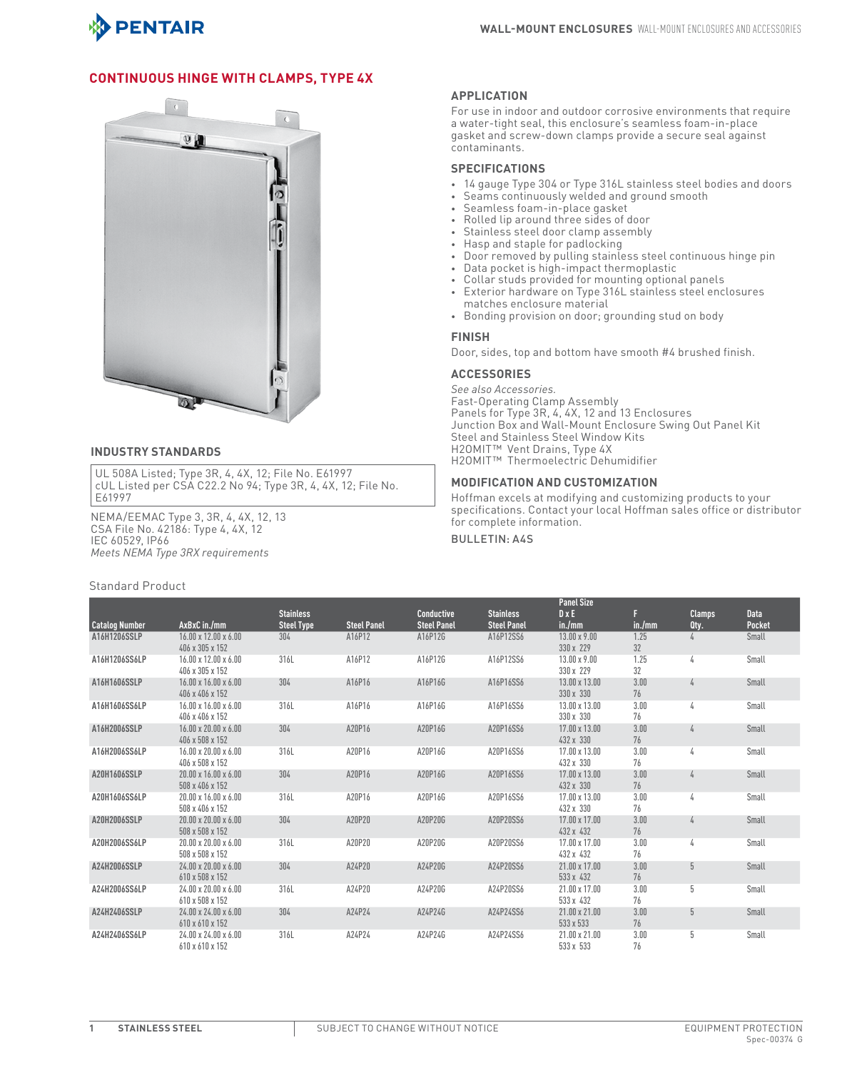## CONTINUOUS HINGE WITH CLAMPS, TYPE 4X

### INDUSTRY STANDARDS

UL 508A Listed; Type 3R, 4, 4X, 12; File No. E61997
cUL Listed per CSA C22.2 No 94; Type 3R, 4, 4X, 12; File No. E61997

NEMA/EEMAC Type 3, 3R, 4, 4X, 12, 13
CSA File No. 42186: Type 4, 4X, 12
IEC 60529, IP66
*Meets NEMA Type 3RX requirements*

### APPLICATION

For use in indoor and outdoor corrosive environments that require a water-tight seal, this enclosure's seamless foam-in-place gasket and screw-down clamps provide a secure seal against contaminants.

### SPECIFICATIONS

- 14 gauge Type 304 or Type 316L stainless steel bodies and doors
- Seams continuously welded and ground smooth
- Seamless foam-in-place gasket
- Rolled lip around three sides of door
- Stainless steel door clamp assembly
- Hasp and staple for padlocking
- Door removed by pulling stainless steel continuous hinge pin
- Data pocket is high-impact thermoplastic
- Collar studs provided for mounting optional panels
- Exterior hardware on Type 316L stainless steel enclosures matches enclosure material
- Bonding provision on door; grounding stud on body

### FINISH

Door, sides, top and bottom have smooth #4 brushed finish.

### ACCESSORIES

*See also Accessories.*
Fast-Operating Clamp Assembly
Panels for Type 3R, 4, 4X, 12 and 13 Enclosures
Junction Box and Wall-Mount Enclosure Swing Out Panel Kit
Steel and Stainless Steel Window Kits
H2OMIT™ Vent Drains, Type 4X
H2OMIT™ Thermoelectric Dehumidifier

### MODIFICATION AND CUSTOMIZATION

Hoffman excels at modifying and customizing products to your specifications. Contact your local Hoffman sales office or distributor for complete information.

BULLETIN: A4S

Standard Product

| Catalog Number | AxBxC in./mm | Stainless Steel Type | Steel Panel | Conductive Steel Panel | Stainless Steel Panel | Panel Size D x E in./mm | F in./mm | Clamps Qty. | Data Pocket |
|---|---|---|---|---|---|---|---|---|---|
| A16H1206SSLP | 16.00 x 12.00 x 6.00<br>406 x 305 x 152 | 304 | A16P12 | A16P12G | A16P12SS6 | 13.00 x 9.00<br>330 x 229 | 1.25<br>32 | 4 | Small |
| A16H1206SS6LP | 16.00 x 12.00 x 6.00<br>406 x 305 x 152 | 316L | A16P12 | A16P12G | A16P12SS6 | 13.00 x 9.00<br>330 x 229 | 1.25<br>32 | 4 | Small |
| A16H1606SSLP | 16.00 x 16.00 x 6.00<br>406 x 406 x 152 | 304 | A16P16 | A16P16G | A16P16SS6 | 13.00 x 13.00<br>330 x 330 | 3.00<br>76 | 4 | Small |
| A16H1606SS6LP | 16.00 x 16.00 x 6.00<br>406 x 406 x 152 | 316L | A16P16 | A16P16G | A16P16SS6 | 13.00 x 13.00<br>330 x 330 | 3.00<br>76 | 4 | Small |
| A16H2006SSLP | 16.00 x 20.00 x 6.00<br>406 x 508 x 152 | 304 | A20P16 | A20P16G | A20P16SS6 | 17.00 x 13.00<br>432 x 330 | 3.00<br>76 | 4 | Small |
| A16H2006SS6LP | 16.00 x 20.00 x 6.00<br>406 x 508 x 152 | 316L | A20P16 | A20P16G | A20P16SS6 | 17.00 x 13.00<br>432 x 330 | 3.00<br>76 | 4 | Small |
| A20H1606SSLP | 20.00 x 16.00 x 6.00<br>508 x 406 x 152 | 304 | A20P16 | A20P16G | A20P16SS6 | 17.00 x 13.00<br>432 x 330 | 3.00<br>76 | 4 | Small |
| A20H1606SS6LP | 20.00 x 16.00 x 6.00<br>508 x 406 x 152 | 316L | A20P16 | A20P16G | A20P16SS6 | 17.00 x 13.00<br>432 x 330 | 3.00<br>76 | 4 | Small |
| A20H2006SSLP | 20.00 x 20.00 x 6.00<br>508 x 508 x 152 | 304 | A20P20 | A20P20G | A20P20SS6 | 17.00 x 17.00<br>432 x 432 | 3.00<br>76 | 4 | Small |
| A20H2006SS6LP | 20.00 x 20.00 x 6.00<br>508 x 508 x 152 | 316L | A20P20 | A20P20G | A20P20SS6 | 17.00 x 17.00<br>432 x 432 | 3.00<br>76 | 4 | Small |
| A24H2006SSLP | 24.00 x 20.00 x 6.00<br>610 x 508 x 152 | 304 | A24P20 | A24P20G | A24P20SS6 | 21.00 x 17.00<br>533 x 432 | 3.00<br>76 | 5 | Small |
| A24H2006SS6LP | 24.00 x 20.00 x 6.00<br>610 x 508 x 152 | 316L | A24P20 | A24P20G | A24P20SS6 | 21.00 x 17.00<br>533 x 432 | 3.00<br>76 | 5 | Small |
| A24H2406SSLP | 24.00 x 24.00 x 6.00<br>610 x 610 x 152 | 304 | A24P24 | A24P24G | A24P24SS6 | 21.00 x 21.00<br>533 x 533 | 3.00<br>76 | 5 | Small |
| A24H2406SS6LP | 24.00 x 24.00 x 6.00<br>610 x 610 x 152 | 316L | A24P24 | A24P24G | A24P24SS6 | 21.00 x 21.00<br>533 x 533 | 3.00<br>76 | 5 | Small |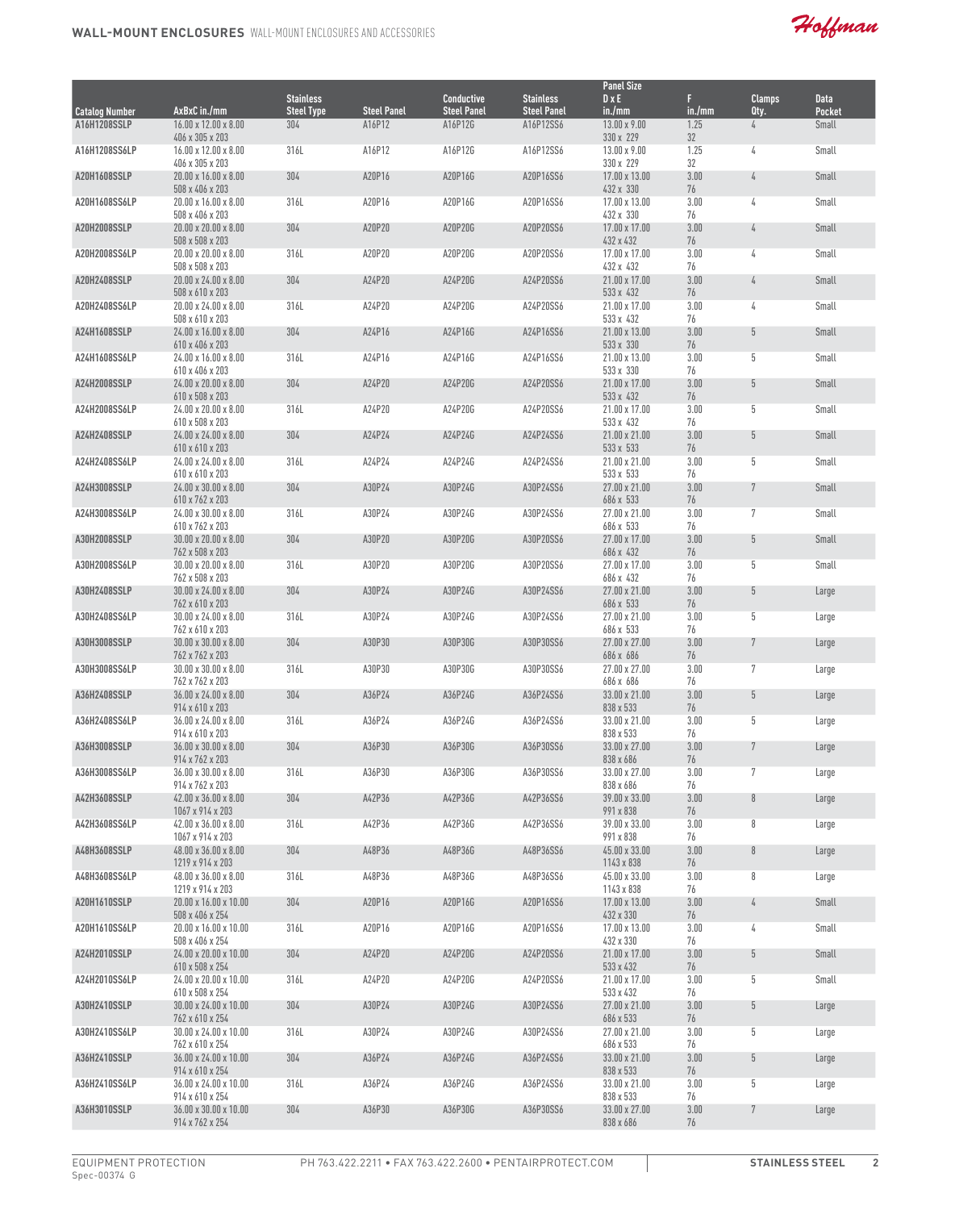| Catalog Number | AxBxC in./mm | Stainless Steel Type | Steel Panel | Conductive Steel Panel | Stainless Steel Panel | Panel Size D x E in./mm | F in./mm | Clamps Qty. | Data Pocket |
|---|---|---|---|---|---|---|---|---|---|
| A16H1208SSLP | 16.00 x 12.00 x 8.00 406 x 305 x 203 | 304 | A16P12 | A16P12G | A16P12SS6 | 13.00 x 9.00 330 x 229 | 1.25 32 | 4 | Small |
| A16H1208SS6LP | 16.00 x 12.00 x 8.00 406 x 305 x 203 | 316L | A16P12 | A16P12G | A16P12SS6 | 13.00 x 9.00 330 x 229 | 1.25 32 | 4 | Small |
| A20H1608SSLP | 20.00 x 16.00 x 8.00 508 x 406 x 203 | 304 | A20P16 | A20P16G | A20P16SS6 | 17.00 x 13.00 432 x 330 | 3.00 76 | 4 | Small |
| A20H1608SS6LP | 20.00 x 16.00 x 8.00 508 x 406 x 203 | 316L | A20P16 | A20P16G | A20P16SS6 | 17.00 x 13.00 432 x 330 | 3.00 76 | 4 | Small |
| A20H2008SSLP | 20.00 x 20.00 x 8.00 508 x 508 x 203 | 304 | A20P20 | A20P20G | A20P20SS6 | 17.00 x 17.00 432 x 432 | 3.00 76 | 4 | Small |
| A20H2008SS6LP | 20.00 x 20.00 x 8.00 508 x 508 x 203 | 316L | A20P20 | A20P20G | A20P20SS6 | 17.00 x 17.00 432 x 432 | 3.00 76 | 4 | Small |
| A20H2408SSLP | 20.00 x 24.00 x 8.00 508 x 610 x 203 | 304 | A24P20 | A24P20G | A24P20SS6 | 21.00 x 17.00 533 x 432 | 3.00 76 | 4 | Small |
| A20H2408SS6LP | 20.00 x 24.00 x 8.00 508 x 610 x 203 | 316L | A24P20 | A24P20G | A24P20SS6 | 21.00 x 17.00 533 x 432 | 3.00 76 | 4 | Small |
| A24H1608SSLP | 24.00 x 16.00 x 8.00 610 x 406 x 203 | 304 | A24P16 | A24P16G | A24P16SS6 | 21.00 x 13.00 533 x 330 | 3.00 76 | 5 | Small |
| A24H1608SS6LP | 24.00 x 16.00 x 8.00 610 x 406 x 203 | 316L | A24P16 | A24P16G | A24P16SS6 | 21.00 x 13.00 533 x 330 | 3.00 76 | 5 | Small |
| A24H2008SSLP | 24.00 x 20.00 x 8.00 610 x 508 x 203 | 304 | A24P20 | A24P20G | A24P20SS6 | 21.00 x 17.00 533 x 432 | 3.00 76 | 5 | Small |
| A24H2008SS6LP | 24.00 x 20.00 x 8.00 610 x 508 x 203 | 316L | A24P20 | A24P20G | A24P20SS6 | 21.00 x 17.00 533 x 432 | 3.00 76 | 5 | Small |
| A24H2408SSLP | 24.00 x 24.00 x 8.00 610 x 610 x 203 | 304 | A24P24 | A24P24G | A24P24SS6 | 21.00 x 21.00 533 x 533 | 3.00 76 | 5 | Small |
| A24H2408SS6LP | 24.00 x 24.00 x 8.00 610 x 610 x 203 | 316L | A24P24 | A24P24G | A24P24SS6 | 21.00 x 21.00 533 x 533 | 3.00 76 | 5 | Small |
| A24H3008SSLP | 24.00 x 30.00 x 8.00 610 x 762 x 203 | 304 | A30P24 | A30P24G | A30P24SS6 | 27.00 x 21.00 686 x 533 | 3.00 76 | 7 | Small |
| A24H3008SS6LP | 24.00 x 30.00 x 8.00 610 x 762 x 203 | 316L | A30P24 | A30P24G | A30P24SS6 | 27.00 x 21.00 686 x 533 | 3.00 76 | 7 | Small |
| A30H2008SSLP | 30.00 x 20.00 x 8.00 762 x 508 x 203 | 304 | A30P20 | A30P20G | A30P20SS6 | 27.00 x 17.00 686 x 432 | 3.00 76 | 5 | Small |
| A30H2008SS6LP | 30.00 x 20.00 x 8.00 762 x 508 x 203 | 316L | A30P20 | A30P20G | A30P20SS6 | 27.00 x 17.00 686 x 432 | 3.00 76 | 5 | Small |
| A30H2408SSLP | 30.00 x 24.00 x 8.00 762 x 610 x 203 | 304 | A30P24 | A30P24G | A30P24SS6 | 27.00 x 21.00 686 x 533 | 3.00 76 | 5 | Large |
| A30H2408SS6LP | 30.00 x 24.00 x 8.00 762 x 610 x 203 | 316L | A30P24 | A30P24G | A30P24SS6 | 27.00 x 21.00 686 x 533 | 3.00 76 | 5 | Large |
| A30H3008SSLP | 30.00 x 30.00 x 8.00 762 x 762 x 203 | 304 | A30P30 | A30P30G | A30P30SS6 | 27.00 x 27.00 686 x 686 | 3.00 76 | 7 | Large |
| A30H3008SS6LP | 30.00 x 30.00 x 8.00 762 x 762 x 203 | 316L | A30P30 | A30P30G | A30P30SS6 | 27.00 x 27.00 686 x 686 | 3.00 76 | 7 | Large |
| A36H2408SSLP | 36.00 x 24.00 x 8.00 914 x 610 x 203 | 304 | A36P24 | A36P24G | A36P24SS6 | 33.00 x 21.00 838 x 533 | 3.00 76 | 5 | Large |
| A36H2408SS6LP | 36.00 x 24.00 x 8.00 914 x 610 x 203 | 316L | A36P24 | A36P24G | A36P24SS6 | 33.00 x 21.00 838 x 533 | 3.00 76 | 5 | Large |
| A36H3008SSLP | 36.00 x 30.00 x 8.00 914 x 762 x 203 | 304 | A36P30 | A36P30G | A36P30SS6 | 33.00 x 27.00 838 x 686 | 3.00 76 | 7 | Large |
| A36H3008SS6LP | 36.00 x 30.00 x 8.00 914 x 762 x 203 | 316L | A36P30 | A36P30G | A36P30SS6 | 33.00 x 27.00 838 x 686 | 3.00 76 | 7 | Large |
| A42H3608SSLP | 42.00 x 36.00 x 8.00 1067 x 914 x 203 | 304 | A42P36 | A42P36G | A42P36SS6 | 39.00 x 33.00 991 x 838 | 3.00 76 | 8 | Large |
| A42H3608SS6LP | 42.00 x 36.00 x 8.00 1067 x 914 x 203 | 316L | A42P36 | A42P36G | A42P36SS6 | 39.00 x 33.00 991 x 838 | 3.00 76 | 8 | Large |
| A48H3608SSLP | 48.00 x 36.00 x 8.00 1219 x 914 x 203 | 304 | A48P36 | A48P36G | A48P36SS6 | 45.00 x 33.00 1143 x 838 | 3.00 76 | 8 | Large |
| A48H3608SS6LP | 48.00 x 36.00 x 8.00 1219 x 914 x 203 | 316L | A48P36 | A48P36G | A48P36SS6 | 45.00 x 33.00 1143 x 838 | 3.00 76 | 8 | Large |
| A20H1610SSLP | 20.00 x 16.00 x 10.00 508 x 406 x 254 | 304 | A20P16 | A20P16G | A20P16SS6 | 17.00 x 13.00 432 x 330 | 3.00 76 | 4 | Small |
| A20H1610SS6LP | 20.00 x 16.00 x 10.00 508 x 406 x 254 | 316L | A20P16 | A20P16G | A20P16SS6 | 17.00 x 13.00 432 x 330 | 3.00 76 | 4 | Small |
| A24H2010SSLP | 24.00 x 20.00 x 10.00 610 x 508 x 254 | 304 | A24P20 | A24P20G | A24P20SS6 | 21.00 x 17.00 533 x 432 | 3.00 76 | 5 | Small |
| A24H2010SS6LP | 24.00 x 20.00 x 10.00 610 x 508 x 254 | 316L | A24P20 | A24P20G | A24P20SS6 | 21.00 x 17.00 533 x 432 | 3.00 76 | 5 | Small |
| A30H2410SSLP | 30.00 x 24.00 x 10.00 762 x 610 x 254 | 304 | A30P24 | A30P24G | A30P24SS6 | 27.00 x 21.00 686 x 533 | 3.00 76 | 5 | Large |
| A30H2410SS6LP | 30.00 x 24.00 x 10.00 762 x 610 x 254 | 316L | A30P24 | A30P24G | A30P24SS6 | 27.00 x 21.00 686 x 533 | 3.00 76 | 5 | Large |
| A36H2410SSLP | 36.00 x 24.00 x 10.00 914 x 610 x 254 | 304 | A36P24 | A36P24G | A36P24SS6 | 33.00 x 21.00 838 x 533 | 3.00 76 | 5 | Large |
| A36H2410SS6LP | 36.00 x 24.00 x 10.00 914 x 610 x 254 | 316L | A36P24 | A36P24G | A36P24SS6 | 33.00 x 21.00 838 x 533 | 3.00 76 | 5 | Large |
| A36H3010SSLP | 36.00 x 30.00 x 10.00 914 x 762 x 254 | 304 | A36P30 | A36P30G | A36P30SS6 | 33.00 x 27.00 838 x 686 | 3.00 76 | 7 | Large |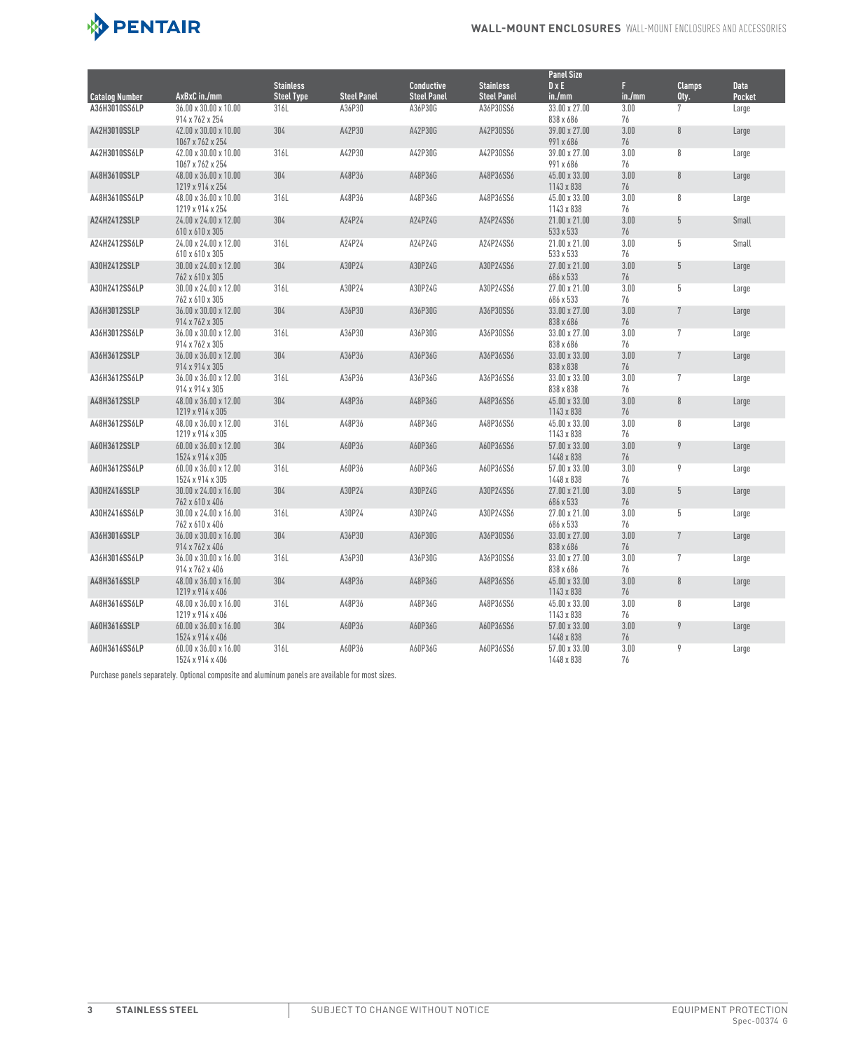| Catalog Number | AxBxC in./mm | Stainless Steel Type | Steel Panel | Conductive Steel Panel | Stainless Steel Panel | Panel Size D x E in./mm | F in./mm | Clamps Qty. | Data Pocket |
|---|---|---|---|---|---|---|---|---|---|
| A36H3010SS6LP | 36.00 x 30.00 x 10.00 914 x 762 x 254 | 316L | A36P30 | A36P30G | A36P30SS6 | 33.00 x 27.00 838 x 686 | 3.00 76 | 7 | Large |
| A42H3010SSLP | 42.00 x 30.00 x 10.00 1067 x 762 x 254 | 304 | A42P30 | A42P30G | A42P30SS6 | 39.00 x 27.00 991 x 686 | 3.00 76 | 8 | Large |
| A42H3010SS6LP | 42.00 x 30.00 x 10.00 1067 x 762 x 254 | 316L | A42P30 | A42P30G | A42P30SS6 | 39.00 x 27.00 991 x 686 | 3.00 76 | 8 | Large |
| A48H3610SSLP | 48.00 x 36.00 x 10.00 1219 x 914 x 254 | 304 | A48P36 | A48P36G | A48P36SS6 | 45.00 x 33.00 1143 x 838 | 3.00 76 | 8 | Large |
| A48H3610SS6LP | 48.00 x 36.00 x 10.00 1219 x 914 x 254 | 316L | A48P36 | A48P36G | A48P36SS6 | 45.00 x 33.00 1143 x 838 | 3.00 76 | 8 | Large |
| A24H2412SSLP | 24.00 x 24.00 x 12.00 610 x 610 x 305 | 304 | A24P24 | A24P24G | A24P24SS6 | 21.00 x 21.00 533 x 533 | 3.00 76 | 5 | Small |
| A24H2412SS6LP | 24.00 x 24.00 x 12.00 610 x 610 x 305 | 316L | A24P24 | A24P24G | A24P24SS6 | 21.00 x 21.00 533 x 533 | 3.00 76 | 5 | Small |
| A30H2412SSLP | 30.00 x 24.00 x 12.00 762 x 610 x 305 | 304 | A30P24 | A30P24G | A30P24SS6 | 27.00 x 21.00 686 x 533 | 3.00 76 | 5 | Large |
| A30H2412SS6LP | 30.00 x 24.00 x 12.00 762 x 610 x 305 | 316L | A30P24 | A30P24G | A30P24SS6 | 27.00 x 21.00 686 x 533 | 3.00 76 | 5 | Large |
| A36H3012SSLP | 36.00 x 30.00 x 12.00 914 x 762 x 305 | 304 | A36P30 | A36P30G | A36P30SS6 | 33.00 x 27.00 838 x 686 | 3.00 76 | 7 | Large |
| A36H3012SS6LP | 36.00 x 30.00 x 12.00 914 x 762 x 305 | 316L | A36P30 | A36P30G | A36P30SS6 | 33.00 x 27.00 838 x 686 | 3.00 76 | 7 | Large |
| A36H3612SSLP | 36.00 x 36.00 x 12.00 914 x 914 x 305 | 304 | A36P36 | A36P36G | A36P36SS6 | 33.00 x 33.00 838 x 838 | 3.00 76 | 7 | Large |
| A36H3612SS6LP | 36.00 x 36.00 x 12.00 914 x 914 x 305 | 316L | A36P36 | A36P36G | A36P36SS6 | 33.00 x 33.00 838 x 838 | 3.00 76 | 7 | Large |
| A48H3612SSLP | 48.00 x 36.00 x 12.00 1219 x 914 x 305 | 304 | A48P36 | A48P36G | A48P36SS6 | 45.00 x 33.00 1143 x 838 | 3.00 76 | 8 | Large |
| A48H3612SS6LP | 48.00 x 36.00 x 12.00 1219 x 914 x 305 | 316L | A48P36 | A48P36G | A48P36SS6 | 45.00 x 33.00 1143 x 838 | 3.00 76 | 8 | Large |
| A60H3612SSLP | 60.00 x 36.00 x 12.00 1524 x 914 x 305 | 304 | A60P36 | A60P36G | A60P36SS6 | 57.00 x 33.00 1448 x 838 | 3.00 76 | 9 | Large |
| A60H3612SS6LP | 60.00 x 36.00 x 12.00 1524 x 914 x 305 | 316L | A60P36 | A60P36G | A60P36SS6 | 57.00 x 33.00 1448 x 838 | 3.00 76 | 9 | Large |
| A30H2416SSLP | 30.00 x 24.00 x 16.00 762 x 610 x 406 | 304 | A30P24 | A30P24G | A30P24SS6 | 27.00 x 21.00 686 x 533 | 3.00 76 | 5 | Large |
| A30H2416SS6LP | 30.00 x 24.00 x 16.00 762 x 610 x 406 | 316L | A30P24 | A30P24G | A30P24SS6 | 27.00 x 21.00 686 x 533 | 3.00 76 | 5 | Large |
| A36H3016SSLP | 36.00 x 30.00 x 16.00 914 x 762 x 406 | 304 | A36P30 | A36P30G | A36P30SS6 | 33.00 x 27.00 838 x 686 | 3.00 76 | 7 | Large |
| A36H3016SS6LP | 36.00 x 30.00 x 16.00 914 x 762 x 406 | 316L | A36P30 | A36P30G | A36P30SS6 | 33.00 x 27.00 838 x 686 | 3.00 76 | 7 | Large |
| A48H3616SSLP | 48.00 x 36.00 x 16.00 1219 x 914 x 406 | 304 | A48P36 | A48P36G | A48P36SS6 | 45.00 x 33.00 1143 x 838 | 3.00 76 | 8 | Large |
| A48H3616SS6LP | 48.00 x 36.00 x 16.00 1219 x 914 x 406 | 316L | A48P36 | A48P36G | A48P36SS6 | 45.00 x 33.00 1143 x 838 | 3.00 76 | 8 | Large |
| A60H3616SSLP | 60.00 x 36.00 x 16.00 1524 x 914 x 406 | 304 | A60P36 | A60P36G | A60P36SS6 | 57.00 x 33.00 1448 x 838 | 3.00 76 | 9 | Large |
| A60H3616SS6LP | 60.00 x 36.00 x 16.00 1524 x 914 x 406 | 316L | A60P36 | A60P36G | A60P36SS6 | 57.00 x 33.00 1448 x 838 | 3.00 76 | 9 | Large |

Purchase panels separately. Optional composite and aluminum panels are available for most sizes.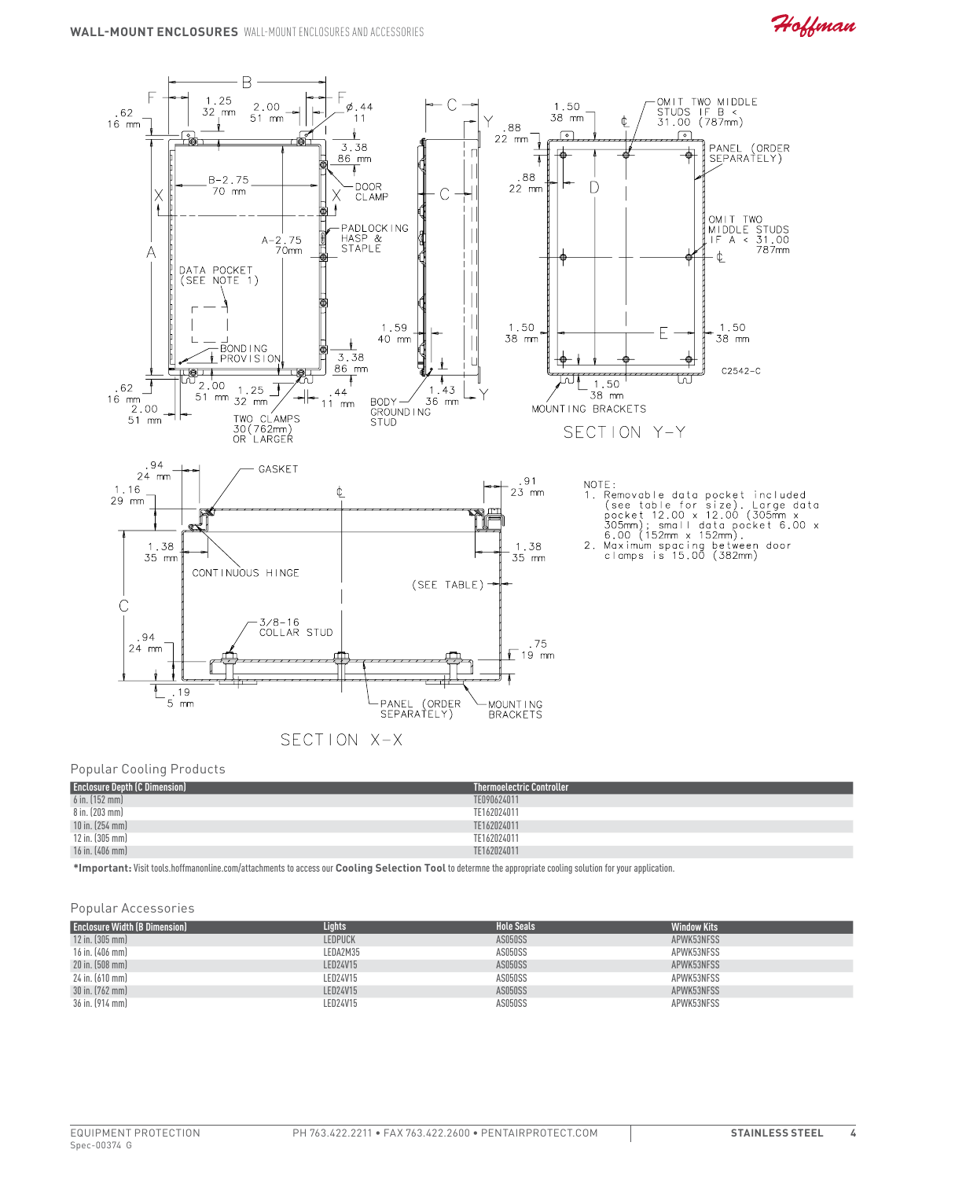B

F

.62
16 mm

1.25
32 mm

2.00
51 mm

F

Ø.44
11

3.38
86 mm

B-2.75
70 mm

DOOR CLAMP

X

X

A

A-2.75
70mm

PADLOCKING HASP & STAPLE

DATA POCKET (SEE NOTE 1)

BONDING PROVISION

3.38
86 mm

.62
16 mm

2.00
51 mm

2.00
51 mm

1.25
32 mm

.44
11 mm

TWO CLAMPS 30(762mm) OR LARGER

C

Y

C

1.59
40 mm

1.43
36 mm

BODY GROUNDING STUD

Y

1.50
38 mm

.88
22 mm

.88
22 mm

OMIT TWO MIDDLE STUDS IF B < 31.00 (787mm)

PANEL (ORDER SEPARATELY)

D

OMIT TWO MIDDLE STUDS IF A < 31.00 787mm

1.50
38 mm

E

1.50
38 mm

1.50
38 mm

MOUNTING BRACKETS

C2542-C

SECTION Y-Y

.94
24 mm

1.16
29 mm

GASKET

.91
23 mm

1.38
35 mm

CONTINUOUS HINGE

1.38
35 mm

(SEE TABLE)

C

3/8-16 COLLAR STUD

.94
24 mm

.75
19 mm

.19
5 mm

PANEL (ORDER SEPARATELY)

MOUNTING BRACKETS

SECTION X-X

NOTE:
1. Removable data pocket included (see table for size). Large data pocket 12.00 x 12.00 (305mm x 305mm); small data pocket 6.00 x 6.00 (152mm x 152mm).
2. Maximum spacing between door clamps is 15.00 (382mm)

## Popular Cooling Products

| Enclosure Depth (C Dimension) | Thermoelectric Controller |
|---|---|
| 6 in. (152 mm) | TE090624011 |
| 8 in. (203 mm) | TE162024011 |
| 10 in. (254 mm) | TE162024011 |
| 12 in. (305 mm) | TE162024011 |
| 16 in. (406 mm) | TE162024011 |

**\*Important:** Visit tools.hoffmanonline.com/attachments to access our **Cooling Selection Tool** to determne the appropriate cooling solution for your application.

## Popular Accessories

| Enclosure Width (B Dimension) | Lights | Hole Seals | Window Kits |
|---|---|---|---|
| 12 in. (305 mm) | LEDPUCK | AS050SS | APWK53NFSS |
| 16 in. (406 mm) | LEDA2M35 | AS050SS | APWK53NFSS |
| 20 in. (508 mm) | LED24V15 | AS050SS | APWK53NFSS |
| 24 in. (610 mm) | LED24V15 | AS050SS | APWK53NFSS |
| 30 in. (762 mm) | LED24V15 | AS050SS | APWK53NFSS |
| 36 in. (914 mm) | LED24V15 | AS050SS | APWK53NFSS |